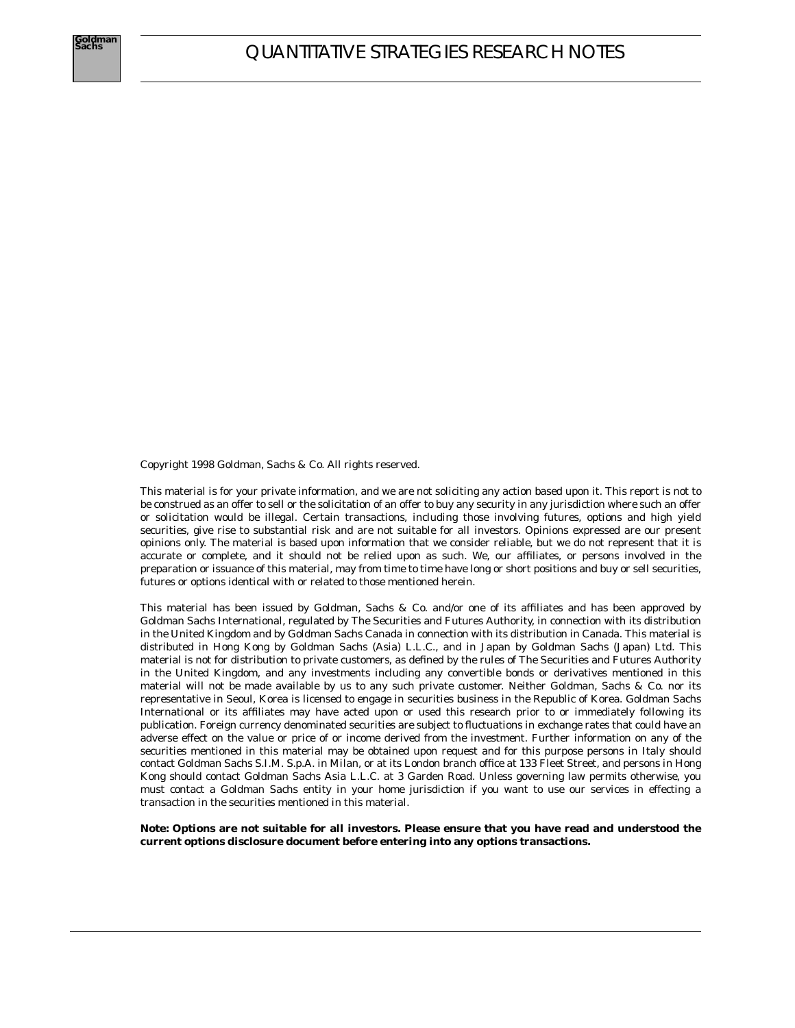# QUANTITATIVE STRATEGIES RESEARCH NOTES

Copyright 1998 Goldman, Sachs & Co. All rights reserved.

This material is for your private information, and we are not soliciting any action based upon it. This report is not to be construed as an offer to sell or the solicitation of an offer to buy any security in any jurisdiction where such an offer or solicitation would be illegal. Certain transactions, including those involving futures, options and high yield securities, give rise to substantial risk and are not suitable for all investors. Opinions expressed are our present opinions only. The material is based upon information that we consider reliable, but we do not represent that it is accurate or complete, and it should not be relied upon as such. We, our affiliates, or persons involved in the preparation or issuance of this material, may from time to time have long or short positions and buy or sell securities, futures or options identical with or related to those mentioned herein.

This material has been issued by Goldman, Sachs & Co. and/or one of its affiliates and has been approved by Goldman Sachs International, regulated by The Securities and Futures Authority, in connection with its distribution in the United Kingdom and by Goldman Sachs Canada in connection with its distribution in Canada. This material is distributed in Hong Kong by Goldman Sachs (Asia) L.L.C., and in Japan by Goldman Sachs (Japan) Ltd. This material is not for distribution to private customers, as defined by the rules of The Securities and Futures Authority in the United Kingdom, and any investments including any convertible bonds or derivatives mentioned in this material will not be made available by us to any such private customer. Neither Goldman, Sachs & Co. nor its representative in Seoul, Korea is licensed to engage in securities business in the Republic of Korea. Goldman Sachs International or its affiliates may have acted upon or used this research prior to or immediately following its publication. Foreign currency denominated securities are subject to fluctuations in exchange rates that could have an adverse effect on the value or price of or income derived from the investment. Further information on any of the securities mentioned in this material may be obtained upon request and for this purpose persons in Italy should contact Goldman Sachs S.I.M. S.p.A. in Milan, or at its London branch office at 133 Fleet Street, and persons in Hong Kong should contact Goldman Sachs Asia L.L.C. at 3 Garden Road. Unless governing law permits otherwise, you must contact a Goldman Sachs entity in your home jurisdiction if you want to use our services in effecting a transaction in the securities mentioned in this material.

**Note: Options are not suitable for all investors. Please ensure that you have read and understood the current options disclosure document before entering into any options transactions.**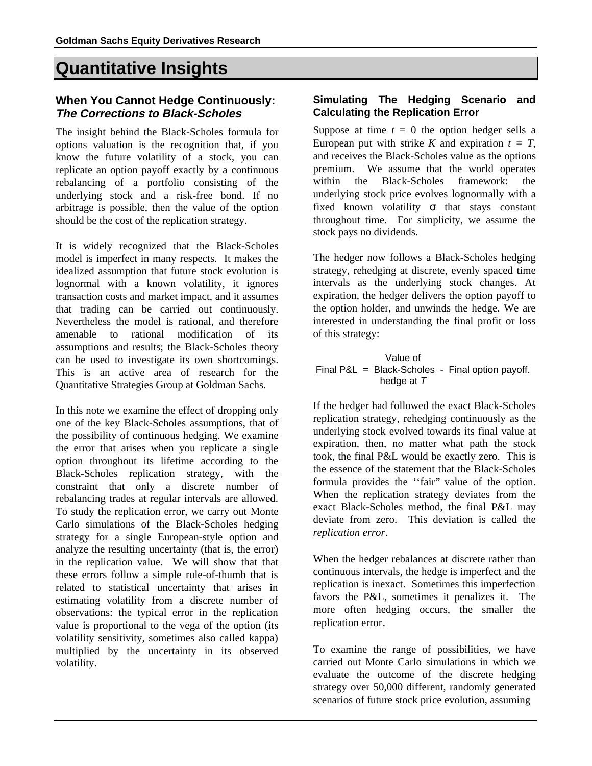# Quantitative Insights

## When You Cannot Hedge Continuously: *The Corrections to Black-Scholes*

The insight behind the Black-Scholes formula for options valuation is the recognition that, if you know the future volatility of a stock, you can replicate an option payoff exactly by a continuous rebalancing of a portfolio consisting of the underlying stock and a risk-free bond. If no arbitrage is possible, then the value of the option should be the cost of the replication strategy.

It is widely recognized that the Black-Scholes model is imperfect in many respects. It makes the idealized assumption that future stock evolution is lognormal with a known volatility, it ignores transaction costs and market impact, and it assumes that trading can be carried out continuously. Nevertheless the model is rational, and therefore amenable to rational modification of its assumptions and results; the Black-Scholes theory can be used to investigate its own shortcomings. This is an active area of research for the Quantitative Strategies Group at Goldman Sachs.

In this note we examine the effect of dropping only one of the key Black-Scholes assumptions, that of the possibility of continuous hedging. We examine the error that arises when you replicate a single option throughout its lifetime according to the Black-Scholes replication strategy, with the constraint that only a discrete number of rebalancing trades at regular intervals are allowed. To study the replication error, we carry out Monte Carlo simulations of the Black-Scholes hedging strategy for a single European-style option and analyze the resulting uncertainty (that is, the error) in the replication value. We will show that that these errors follow a simple rule-of-thumb that is related to statistical uncertainty that arises in estimating volatility from a discrete number of observations: the typical error in the replication value is proportional to the vega of the option (its volatility sensitivity, sometimes also called kappa) multiplied by the uncertainty in its observed volatility.

### Simulating The Hedging Scenario and Calculating the Replication Error

Suppose at time $t = 0$ the option hedger sells a European put with strike $K$ and expiration $t = T$, and receives the Black-Scholes value as the options premium. We assume that the world operates within the Black-Scholes framework: the underlying stock price evolves lognormally with a fixed known volatility $\sigma$ that stays constant throughout time. For simplicity, we assume the stock pays no dividends.

The hedger now follows a Black-Scholes hedging strategy, rehedging at discrete, evenly spaced time intervals as the underlying stock changes. At expiration, the hedger delivers the option payoff to the option holder, and unwinds the hedge. We are interested in understanding the final profit or loss of this strategy:

$$\text{Final P\&L} = \begin{array}{c}\text{Value of} \\ \text{Black-Scholes} \\ \text{hedge at } T\end{array} - \text{Final option payoff.}$$

If the hedger had followed the exact Black-Scholes replication strategy, rehedging continuously as the underlying stock evolved towards its final value at expiration, then, no matter what path the stock took, the final P&L would be exactly zero. This is the essence of the statement that the Black-Scholes formula provides the ‘‘fair” value of the option. When the replication strategy deviates from the exact Black-Scholes method, the final P&L may deviate from zero. This deviation is called the *replication error*.

When the hedger rebalances at discrete rather than continuous intervals, the hedge is imperfect and the replication is inexact. Sometimes this imperfection favors the P&L, sometimes it penalizes it. The more often hedging occurs, the smaller the replication error.

To examine the range of possibilities, we have carried out Monte Carlo simulations in which we evaluate the outcome of the discrete hedging strategy over 50,000 different, randomly generated scenarios of future stock price evolution, assuming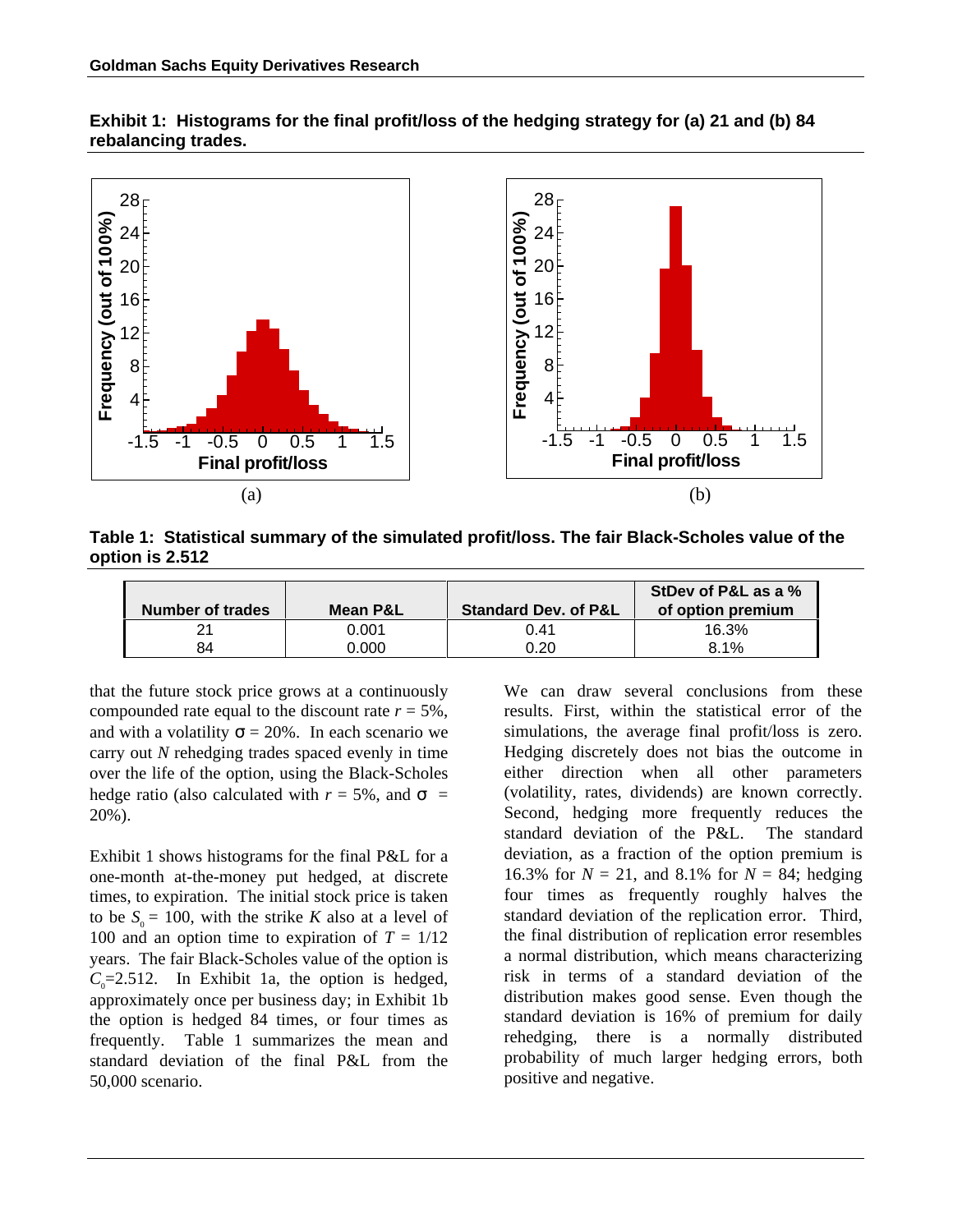**Exhibit 1: Histograms for the final profit/loss of the hedging strategy for (a) 21 and (b) 84 rebalancing trades.**

(a)

(b)

**Table 1: Statistical summary of the simulated profit/loss. The fair Black-Scholes value of the option is 2.512**

| Number of trades | Mean P&L | Standard Dev. of P&L | StDev of P&L as a % of option premium |
|---|---|---|---|
| 21 | 0.001 | 0.41 | 16.3% |
| 84 | 0.000 | 0.20 | 8.1% |

that the future stock price grows at a continuously compounded rate equal to the discount rate $r = 5\%$, and with a volatility $\sigma = 20\%$. In each scenario we carry out $N$ rehedging trades spaced evenly in time over the life of the option, using the Black-Scholes hedge ratio (also calculated with $r = 5\%$, and $\sigma = 20\%$).

Exhibit 1 shows histograms for the final P&L for a one-month at-the-money put hedged, at discrete times, to expiration. The initial stock price is taken to be $S_0 = 100$, with the strike $K$ also at a level of 100 and an option time to expiration of $T = 1/12$ years. The fair Black-Scholes value of the option is $C_0$=2.512. In Exhibit 1a, the option is hedged, approximately once per business day; in Exhibit 1b the option is hedged 84 times, or four times as frequently. Table 1 summarizes the mean and standard deviation of the final P&L from the 50,000 scenario.

We can draw several conclusions from these results. First, within the statistical error of the simulations, the average final profit/loss is zero. Hedging discretely does not bias the outcome in either direction when all other parameters (volatility, rates, dividends) are known correctly. Second, hedging more frequently reduces the standard deviation of the P&L. The standard deviation, as a fraction of the option premium is 16.3% for $N = 21$, and 8.1% for $N = 84$; hedging four times as frequently roughly halves the standard deviation of the replication error. Third, the final distribution of replication error resembles a normal distribution, which means characterizing risk in terms of a standard deviation of the distribution makes good sense. Even though the standard deviation is 16% of premium for daily rehedging, there is a normally distributed probability of much larger hedging errors, both positive and negative.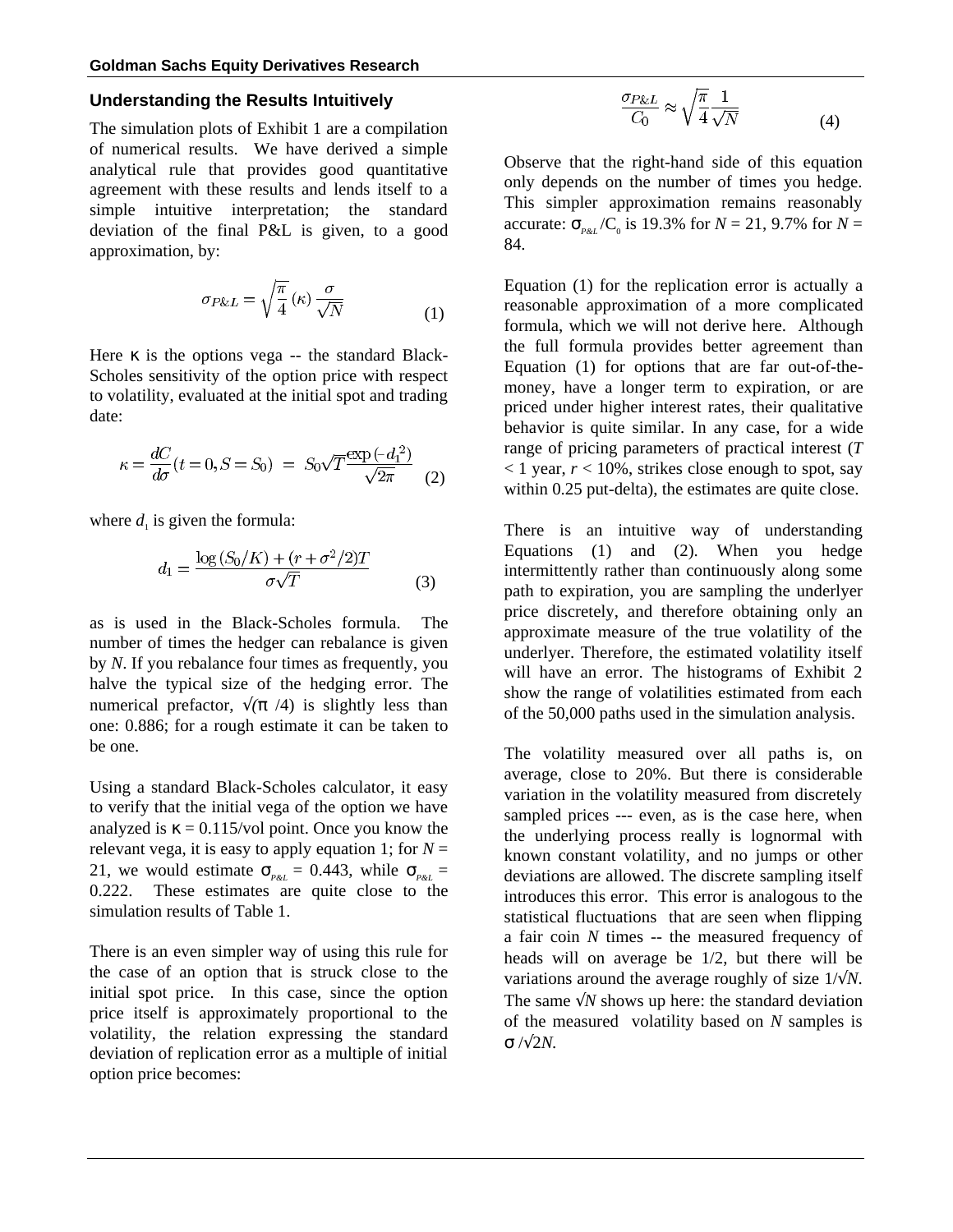## Understanding the Results Intuitively

The simulation plots of Exhibit 1 are a compilation of numerical results. We have derived a simple analytical rule that provides good quantitative agreement with these results and lends itself to a simple intuitive interpretation; the standard deviation of the final P&L is given, to a good approximation, by:

$$\sigma_{P\&L} = \sqrt{\frac{\pi}{4}}\,(\kappa)\,\frac{\sigma}{\sqrt{N}} \qquad (1)$$

Here $\kappa$ is the options vega -- the standard Black-Scholes sensitivity of the option price with respect to volatility, evaluated at the initial spot and trading date:

$$\kappa = \frac{dC}{d\sigma}(t=0, S=S_0) \;=\; S_0\sqrt{T}\frac{\exp\left(-d_1^2\right)}{\sqrt{2\pi}} \qquad (2)$$

where $d_1$ is given the formula:

$$d_1 = \frac{\log\left(S_0/K\right) + (r + \sigma^2/2)T}{\sigma\sqrt{T}} \qquad (3)$$

as is used in the Black-Scholes formula. The number of times the hedger can rebalance is given by $N$. If you rebalance four times as frequently, you halve the typical size of the hedging error. The numerical prefactor, $\sqrt{(\pi/4)}$ is slightly less than one: 0.886; for a rough estimate it can be taken to be one.

Using a standard Black-Scholes calculator, it easy to verify that the initial vega of the option we have analyzed is $\kappa = 0.115$/vol point. Once you know the relevant vega, it is easy to apply equation 1; for $N = 21$, we would estimate $\sigma_{P\&L} = 0.443$, while $\sigma_{P\&L} = 0.222$. These estimates are quite close to the simulation results of Table 1.

There is an even simpler way of using this rule for the case of an option that is struck close to the initial spot price. In this case, since the option price itself is approximately proportional to the volatility, the relation expressing the standard deviation of replication error as a multiple of initial option price becomes:

$$\frac{\sigma_{P\&L}}{C_0} \approx \sqrt{\frac{\pi}{4}}\frac{1}{\sqrt{N}} \qquad (4)$$

Observe that the right-hand side of this equation only depends on the number of times you hedge. This simpler approximation remains reasonably accurate: $\sigma_{P\&L}/C_0$ is 19.3% for $N = 21$, 9.7% for $N = 84$.

Equation (1) for the replication error is actually a reasonable approximation of a more complicated formula, which we will not derive here. Although the full formula provides better agreement than Equation (1) for options that are far out-of-the-money, have a longer term to expiration, or are priced under higher interest rates, their qualitative behavior is quite similar. In any case, for a wide range of pricing parameters of practical interest ($T < 1$ year, $r < 10\%$, strikes close enough to spot, say within 0.25 put-delta), the estimates are quite close.

There is an intuitive way of understanding Equations (1) and (2). When you hedge intermittently rather than continuously along some path to expiration, you are sampling the underlyer price discretely, and therefore obtaining only an approximate measure of the true volatility of the underlyer. Therefore, the estimated volatility itself will have an error. The histograms of Exhibit 2 show the range of volatilities estimated from each of the 50,000 paths used in the simulation analysis.

The volatility measured over all paths is, on average, close to 20%. But there is considerable variation in the volatility measured from discretely sampled prices --- even, as is the case here, when the underlying process really is lognormal with known constant volatility, and no jumps or other deviations are allowed. The discrete sampling itself introduces this error. This error is analogous to the statistical fluctuations that are seen when flipping a fair coin $N$ times -- the measured frequency of heads will on average be 1/2, but there will be variations around the average roughly of size $1/\sqrt{N}$. The same $\sqrt{N}$ shows up here: the standard deviation of the measured volatility based on $N$ samples is $\sigma/\sqrt{2N}$.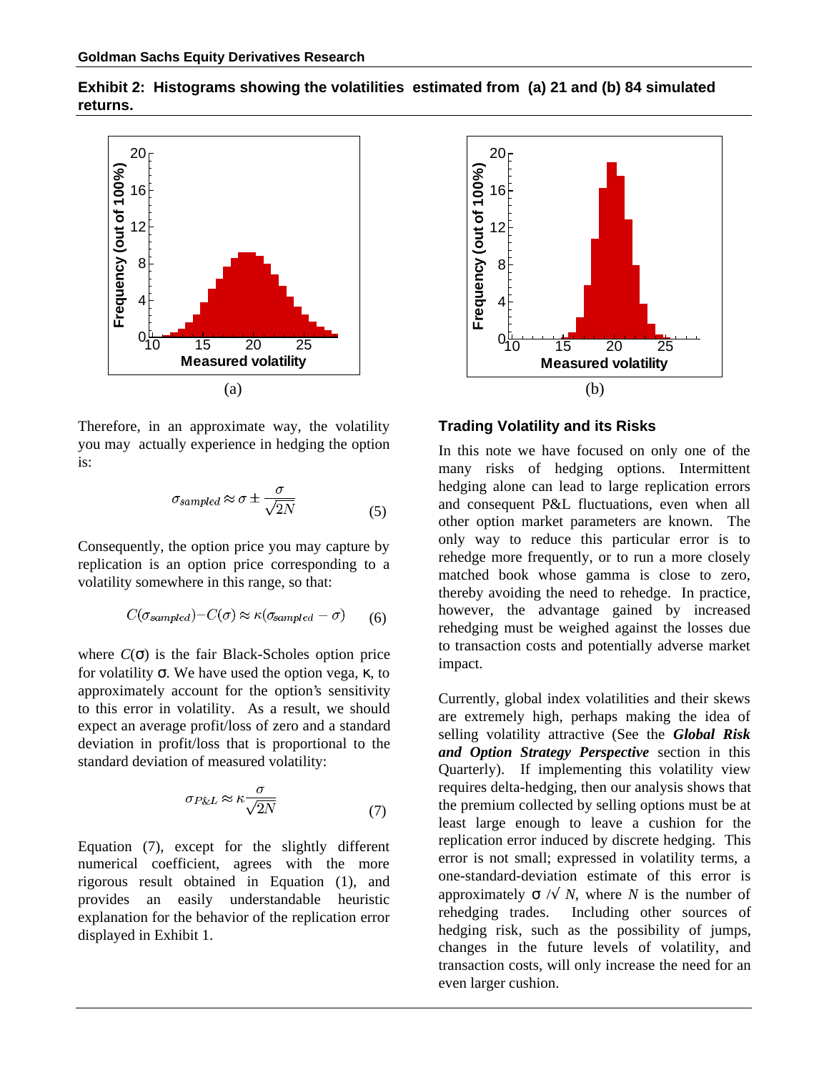**Exhibit 2: Histograms showing the volatilities estimated from (a) 21 and (b) 84 simulated returns.**

(a)

(b)

Therefore, in an approximate way, the volatility you may actually experience in hedging the option is:

$$\sigma_{sampled} \approx \sigma \pm \frac{\sigma}{\sqrt{2N}} \tag{5}$$

Consequently, the option price you may capture by replication is an option price corresponding to a volatility somewhere in this range, so that:

$$C(\sigma_{sampled}) - C(\sigma) \approx \kappa(\sigma_{sampled} - \sigma) \tag{6}$$

where $C(\sigma)$ is the fair Black-Scholes option price for volatility $\sigma$. We have used the option vega, $\kappa$, to approximately account for the option's sensitivity to this error in volatility. As a result, we should expect an average profit/loss of zero and a standard deviation in profit/loss that is proportional to the standard deviation of measured volatility:

$$\sigma_{P\&L} \approx \kappa \frac{\sigma}{\sqrt{2N}} \tag{7}$$

Equation (7), except for the slightly different numerical coefficient, agrees with the more rigorous result obtained in Equation (1), and provides an easily understandable heuristic explanation for the behavior of the replication error displayed in Exhibit 1.

## Trading Volatility and its Risks

In this note we have focused on only one of the many risks of hedging options. Intermittent hedging alone can lead to large replication errors and consequent P&L fluctuations, even when all other option market parameters are known. The only way to reduce this particular error is to rehedge more frequently, or to run a more closely matched book whose gamma is close to zero, thereby avoiding the need to rehedge. In practice, however, the advantage gained by increased rehedging must be weighed against the losses due to transaction costs and potentially adverse market impact.

Currently, global index volatilities and their skews are extremely high, perhaps making the idea of selling volatility attractive (See the ***Global Risk and Option Strategy Perspective*** section in this Quarterly). If implementing this volatility view requires delta-hedging, then our analysis shows that the premium collected by selling options must be at least large enough to leave a cushion for the replication error induced by discrete hedging. This error is not small; expressed in volatility terms, a one-standard-deviation estimate of this error is approximately $\sigma/\sqrt{N}$, where $N$ is the number of rehedging trades. Including other sources of hedging risk, such as the possibility of jumps, changes in the future levels of volatility, and transaction costs, will only increase the need for an even larger cushion.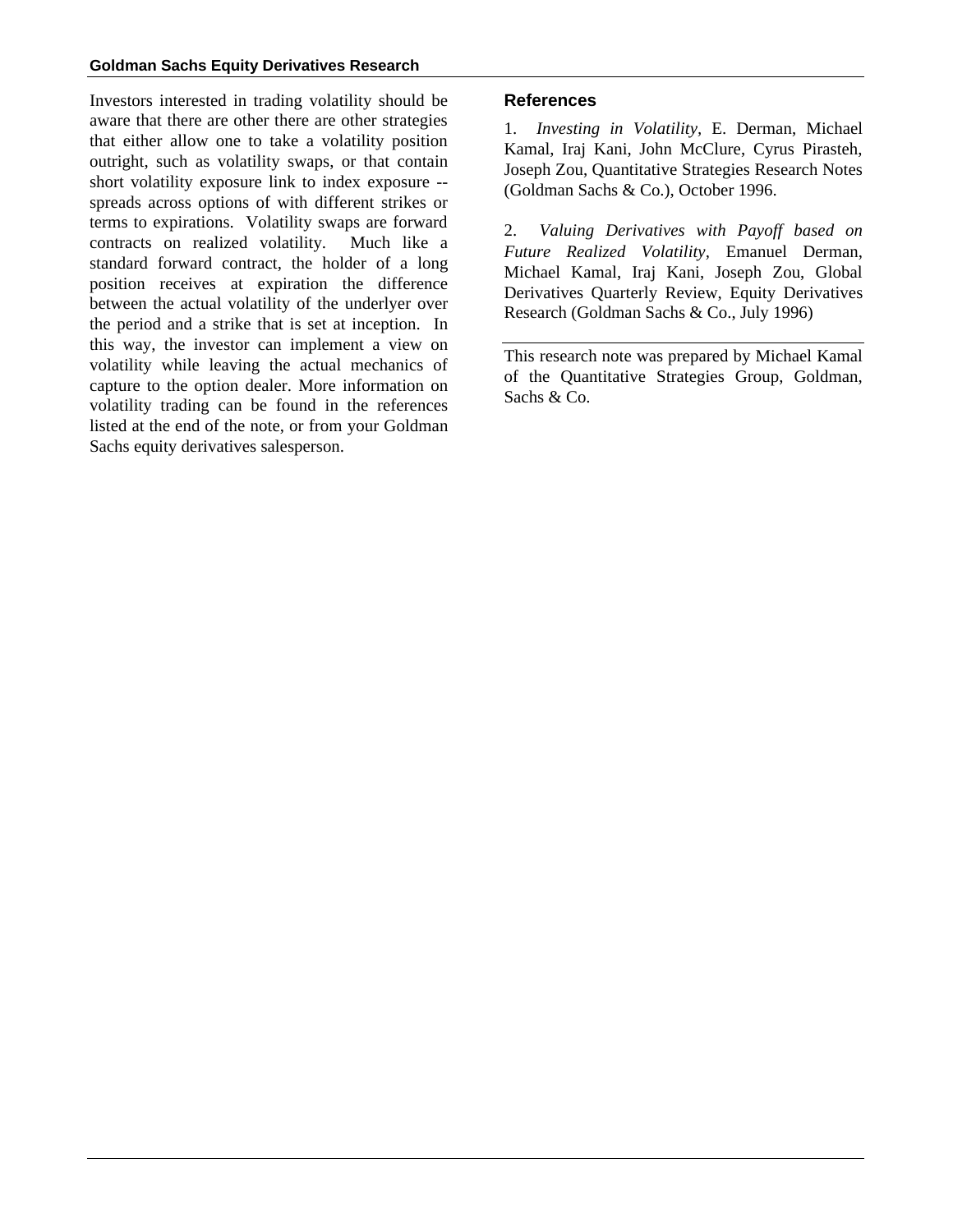Investors interested in trading volatility should be aware that there are other there are other strategies that either allow one to take a volatility position outright, such as volatility swaps, or that contain short volatility exposure link to index exposure -- spreads across options of with different strikes or terms to expirations. Volatility swaps are forward contracts on realized volatility. Much like a standard forward contract, the holder of a long position receives at expiration the difference between the actual volatility of the underlyer over the period and a strike that is set at inception. In this way, the investor can implement a view on volatility while leaving the actual mechanics of capture to the option dealer. More information on volatility trading can be found in the references listed at the end of the note, or from your Goldman Sachs equity derivatives salesperson.

## References

1. *Investing in Volatility*, E. Derman, Michael Kamal, Iraj Kani, John McClure, Cyrus Pirasteh, Joseph Zou, Quantitative Strategies Research Notes (Goldman Sachs & Co.), October 1996.

2. *Valuing Derivatives with Payoff based on Future Realized Volatility*, Emanuel Derman, Michael Kamal, Iraj Kani, Joseph Zou, Global Derivatives Quarterly Review, Equity Derivatives Research (Goldman Sachs & Co., July 1996)

---

This research note was prepared by Michael Kamal of the Quantitative Strategies Group, Goldman, Sachs & Co.